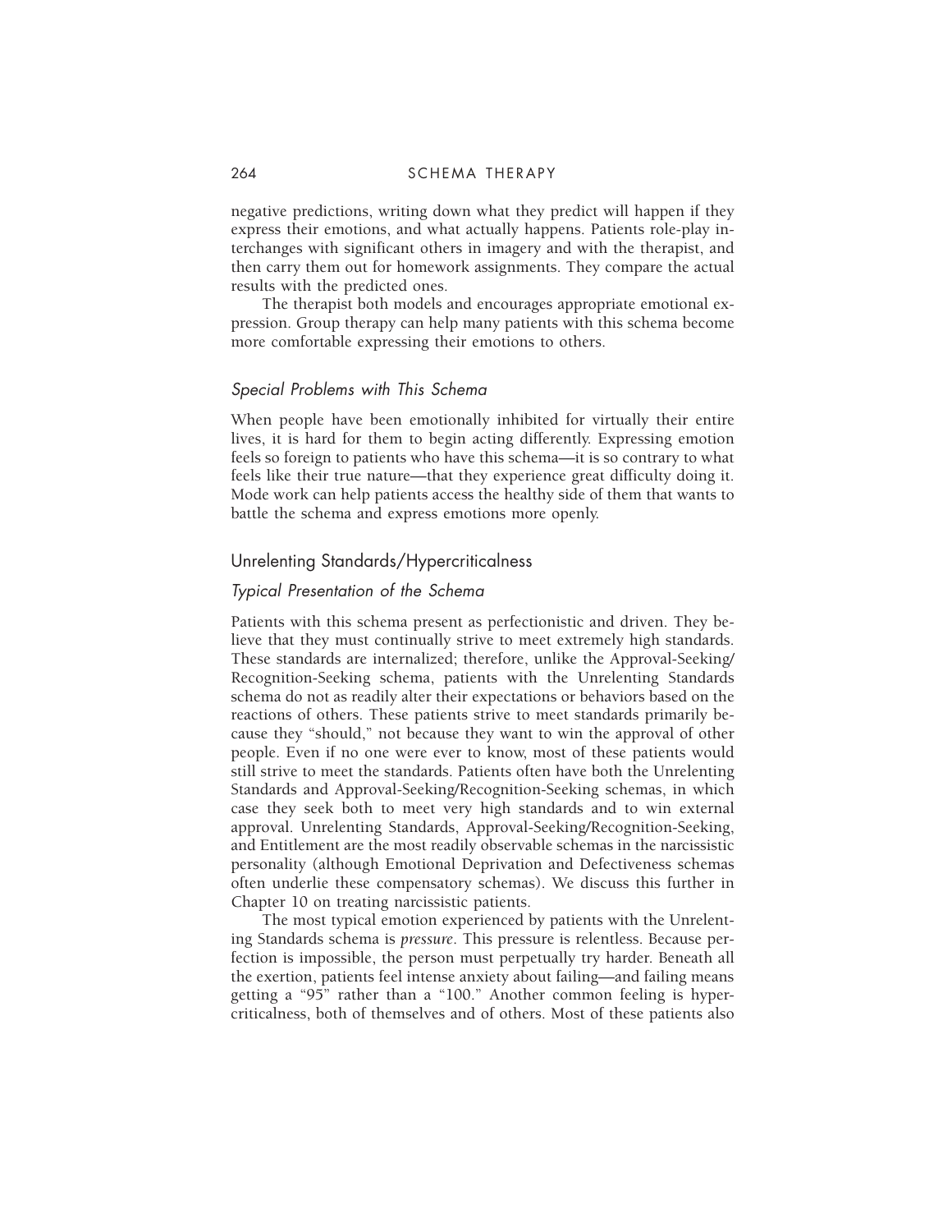negative predictions, writing down what they predict will happen if they express their emotions, and what actually happens. Patients role-play interchanges with significant others in imagery and with the therapist, and then carry them out for homework assignments. They compare the actual results with the predicted ones.

The therapist both models and encourages appropriate emotional expression. Group therapy can help many patients with this schema become more comfortable expressing their emotions to others.

### *Special Problems with This Schema*

When people have been emotionally inhibited for virtually their entire lives, it is hard for them to begin acting differently. Expressing emotion feels so foreign to patients who have this schema—it is so contrary to what feels like their true nature—that they experience great difficulty doing it. Mode work can help patients access the healthy side of them that wants to battle the schema and express emotions more openly.

## Unrelenting Standards/Hypercriticalness

### *Typical Presentation of the Schema*

Patients with this schema present as perfectionistic and driven. They believe that they must continually strive to meet extremely high standards. These standards are internalized; therefore, unlike the Approval-Seeking/Recognition-Seeking schema, patients with the Unrelenting Standards schema do not as readily alter their expectations or behaviors based on the reactions of others. These patients strive to meet standards primarily because they "should," not because they want to win the approval of other people. Even if no one were ever to know, most of these patients would still strive to meet the standards. Patients often have both the Unrelenting Standards and Approval-Seeking/Recognition-Seeking schemas, in which case they seek both to meet very high standards and to win external approval. Unrelenting Standards, Approval-Seeking/Recognition-Seeking, and Entitlement are the most readily observable schemas in the narcissistic personality (although Emotional Deprivation and Defectiveness schemas often underlie these compensatory schemas). We discuss this further in Chapter 10 on treating narcissistic patients.

The most typical emotion experienced by patients with the Unrelenting Standards schema is *pressure*. This pressure is relentless. Because perfection is impossible, the person must perpetually try harder. Beneath all the exertion, patients feel intense anxiety about failing—and failing means getting a "95" rather than a "100." Another common feeling is hypercriticalness, both of themselves and of others. Most of these patients also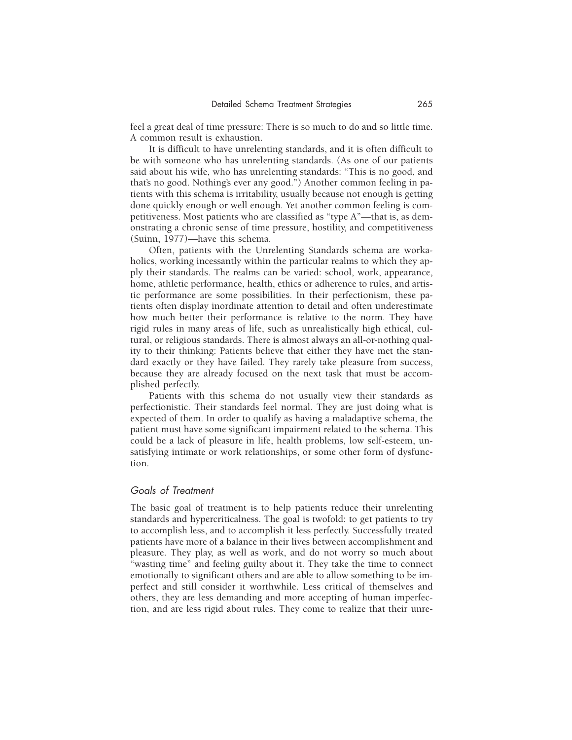feel a great deal of time pressure: There is so much to do and so little time. A common result is exhaustion.

It is difficult to have unrelenting standards, and it is often difficult to be with someone who has unrelenting standards. (As one of our patients said about his wife, who has unrelenting standards: "This is no good, and that's no good. Nothing's ever any good.") Another common feeling in patients with this schema is irritability, usually because not enough is getting done quickly enough or well enough. Yet another common feeling is competitiveness. Most patients who are classified as "type A"—that is, as demonstrating a chronic sense of time pressure, hostility, and competitiveness (Suinn, 1977)—have this schema.

Often, patients with the Unrelenting Standards schema are workaholics, working incessantly within the particular realms to which they apply their standards. The realms can be varied: school, work, appearance, home, athletic performance, health, ethics or adherence to rules, and artistic performance are some possibilities. In their perfectionism, these patients often display inordinate attention to detail and often underestimate how much better their performance is relative to the norm. They have rigid rules in many areas of life, such as unrealistically high ethical, cultural, or religious standards. There is almost always an all-or-nothing quality to their thinking: Patients believe that either they have met the standard exactly or they have failed. They rarely take pleasure from success, because they are already focused on the next task that must be accomplished perfectly.

Patients with this schema do not usually view their standards as perfectionistic. Their standards feel normal. They are just doing what is expected of them. In order to qualify as having a maladaptive schema, the patient must have some significant impairment related to the schema. This could be a lack of pleasure in life, health problems, low self-esteem, unsatisfying intimate or work relationships, or some other form of dysfunction.

### *Goals of Treatment*

The basic goal of treatment is to help patients reduce their unrelenting standards and hypercriticalness. The goal is twofold: to get patients to try to accomplish less, and to accomplish it less perfectly. Successfully treated patients have more of a balance in their lives between accomplishment and pleasure. They play, as well as work, and do not worry so much about "wasting time" and feeling guilty about it. They take the time to connect emotionally to significant others and are able to allow something to be imperfect and still consider it worthwhile. Less critical of themselves and others, they are less demanding and more accepting of human imperfection, and are less rigid about rules. They come to realize that their unre-